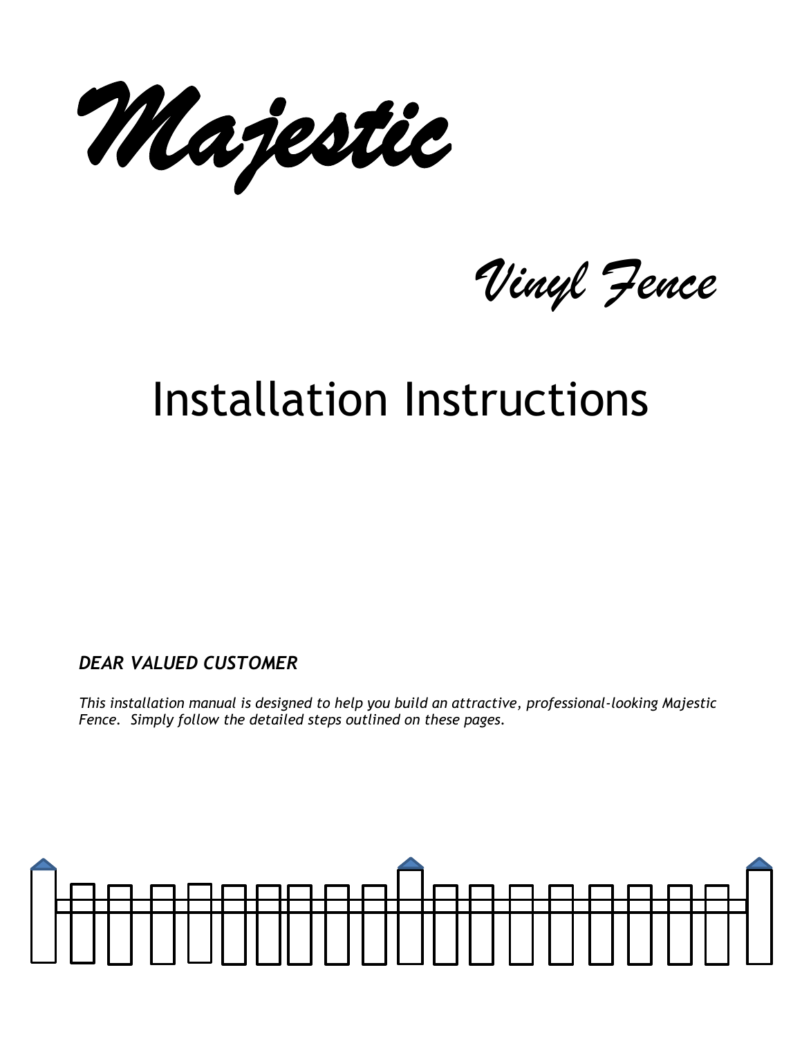# Majestic

## Vinyl Fence

# Installation Instructions

***DEAR VALUED CUSTOMER***

*This installation manual is designed to help you build an attractive, professional-looking Majestic Fence. Simply follow the detailed steps outlined on these pages.*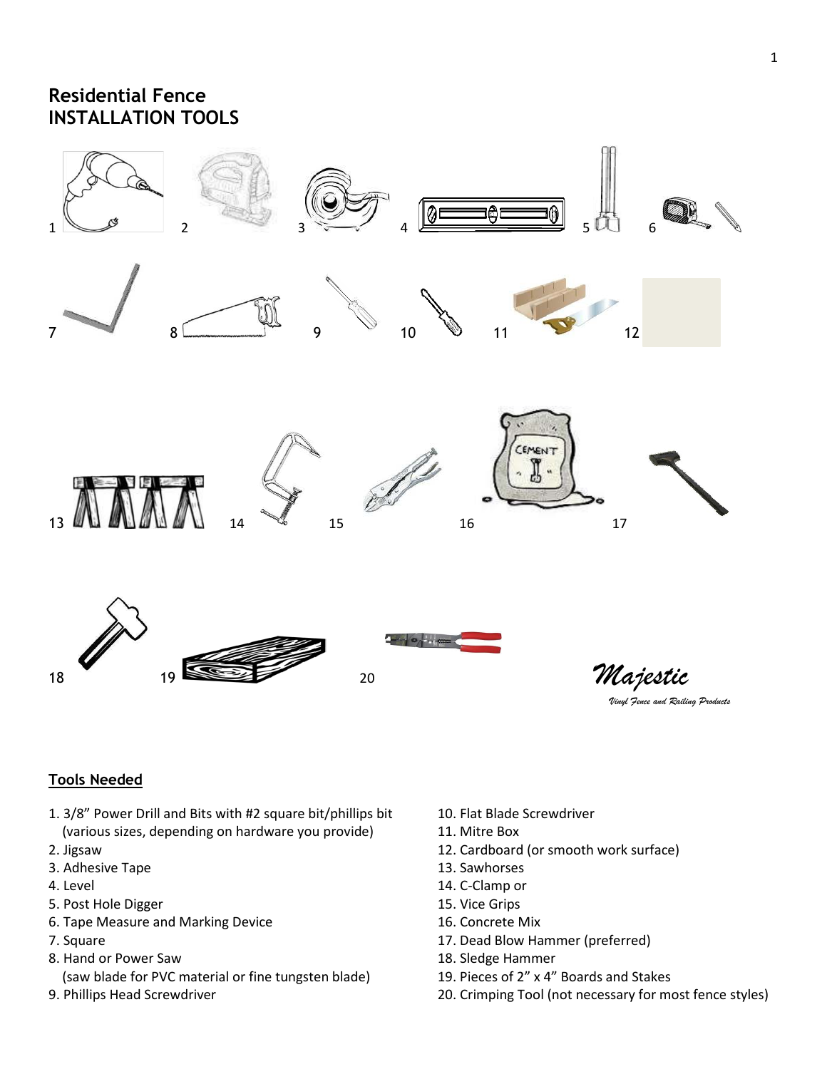# Residential Fence
# INSTALLATION TOOLS

1 2 3 4 5 6

7 8 9 10 11 12

13 14 15 16 17

18 19 20

*Majestic*

*Vinyl Fence and Railing Products*

## Tools Needed

1. 3/8" Power Drill and Bits with #2 square bit/phillips bit (various sizes, depending on hardware you provide)
2. Jigsaw
3. Adhesive Tape
4. Level
5. Post Hole Digger
6. Tape Measure and Marking Device
7. Square
8. Hand or Power Saw (saw blade for PVC material or fine tungsten blade)
9. Phillips Head Screwdriver
10. Flat Blade Screwdriver
11. Mitre Box
12. Cardboard (or smooth work surface)
13. Sawhorses
14. C-Clamp or
15. Vice Grips
16. Concrete Mix
17. Dead Blow Hammer (preferred)
18. Sledge Hammer
19. Pieces of 2" x 4" Boards and Stakes
20. Crimping Tool (not necessary for most fence styles)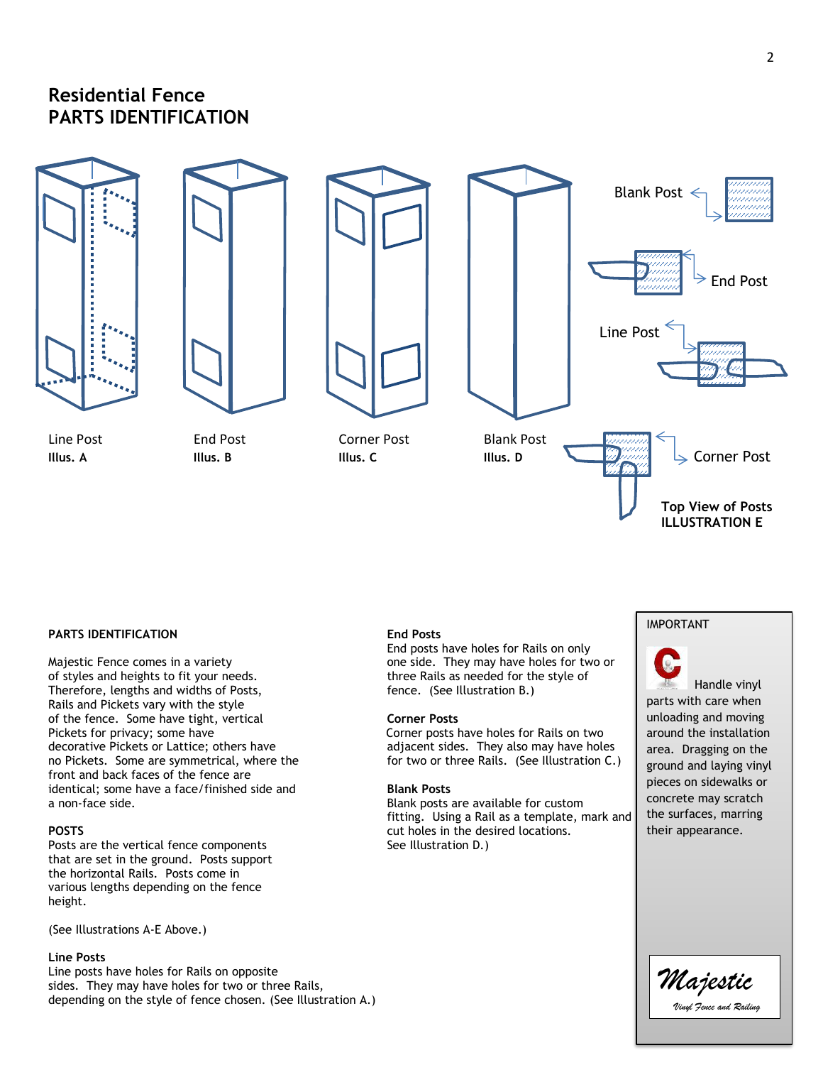# Residential Fence
# PARTS IDENTIFICATION

Line Post
**Illus. A**

End Post
**Illus. B**

Corner Post
**Illus. C**

Blank Post
**Illus. D**

Blank Post

End Post

Line Post

Corner Post

**Top View of Posts**
**ILLUSTRATION E**

### PARTS IDENTIFICATION

Majestic Fence comes in a variety of styles and heights to fit your needs. Therefore, lengths and widths of Posts, Rails and Pickets vary with the style of the fence. Some have tight, vertical Pickets for privacy; some have decorative Pickets or Lattice; others have no Pickets. Some are symmetrical, where the front and back faces of the fence are identical; some have a face/finished side and a non-face side.

### POSTS

Posts are the vertical fence components that are set in the ground. Posts support the horizontal Rails. Posts come in various lengths depending on the fence height.

(See Illustrations A-E Above.)

**Line Posts**
Line posts have holes for Rails on opposite sides. They may have holes for two or three Rails, depending on the style of fence chosen. (See Illustration A.)

**End Posts**
End posts have holes for Rails on only one side. They may have holes for two or three Rails as needed for the style of fence. (See Illustration B.)

**Corner Posts**
Corner posts have holes for Rails on two adjacent sides. They also may have holes for two or three Rails. (See Illustration C.)

**Blank Posts**
Blank posts are available for custom fitting. Using a Rail as a template, mark and cut holes in the desired locations. See Illustration D.)

IMPORTANT

Handle vinyl parts with care when unloading and moving around the installation area. Dragging on the ground and laying vinyl pieces on sidewalks or concrete may scratch the surfaces, marring their appearance.

*Majestic*
*Vinyl Fence and Railing*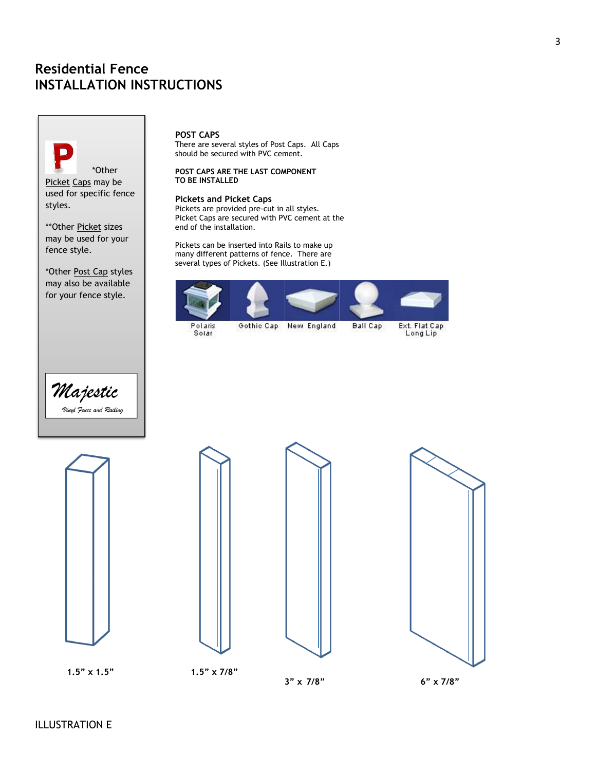# Residential Fence
# INSTALLATION INSTRUCTIONS

*Other Picket Caps may be used for specific fence styles.

**Other Picket sizes may be used for your fence style.

*Other Post Cap styles may also be available for your fence style.

Majestic
Vinyl Fence and Railing

**POST CAPS**
There are several styles of Post Caps. All Caps should be secured with PVC cement.

**POST CAPS ARE THE LAST COMPONENT TO BE INSTALLED**

**Pickets and Picket Caps**
Pickets are provided pre-cut in all styles. Picket Caps are secured with PVC cement at the end of the installation.

Pickets can be inserted into Rails to make up many different patterns of fence. There are several types of Pickets. (See Illustration E.)

Polaris Solar | Gothic Cap | New England | Ball Cap | Ext. Flat Cap Long Lip

**1.5" x 1.5"** | **1.5" x 7/8"** | **3" x 7/8"** | **6" x 7/8"**

ILLUSTRATION E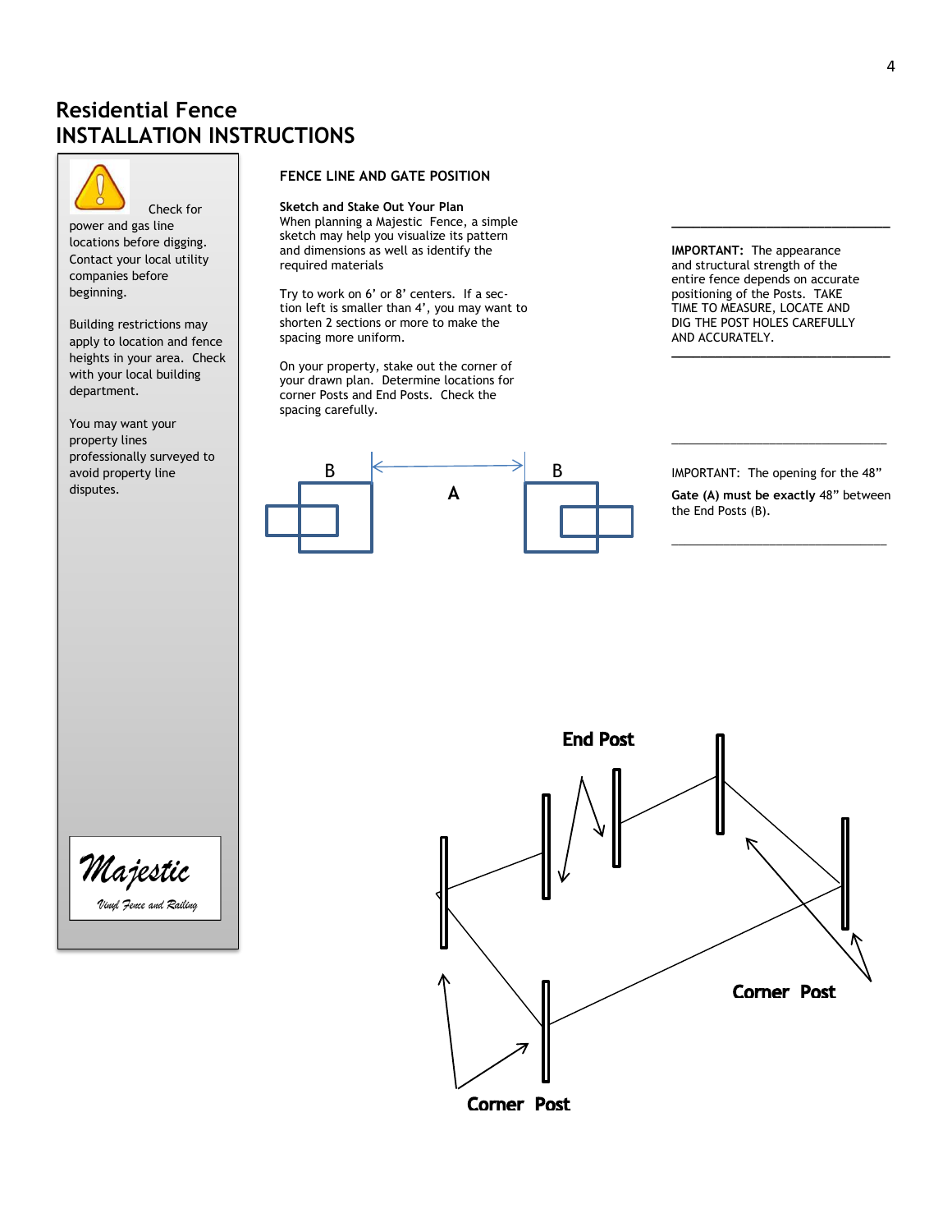# Residential Fence
# INSTALLATION INSTRUCTIONS

Check for power and gas line locations before digging. Contact your local utility companies before beginning.

Building restrictions may apply to location and fence heights in your area. Check with your local building department.

You may want your property lines professionally surveyed to avoid property line disputes.

Majestic
Vinyl Fence and Railing

## FENCE LINE AND GATE POSITION

**Sketch and Stake Out Your Plan**
When planning a Majestic Fence, a simple sketch may help you visualize its pattern and dimensions as well as identify the required materials

Try to work on 6' or 8' centers. If a section left is smaller than 4', you may want to shorten 2 sections or more to make the spacing more uniform.

On your property, stake out the corner of your drawn plan. Determine locations for corner Posts and End Posts. Check the spacing carefully.

---

**IMPORTANT:** The appearance and structural strength of the entire fence depends on accurate positioning of the Posts. TAKE TIME TO MEASURE, LOCATE AND DIG THE POST HOLES CAREFULLY AND ACCURATELY.

---

B A B

---

IMPORTANT: The opening for the 48" **Gate (A) must be exactly** 48" between the End Posts (B).

---

End Post

Corner Post

Corner Post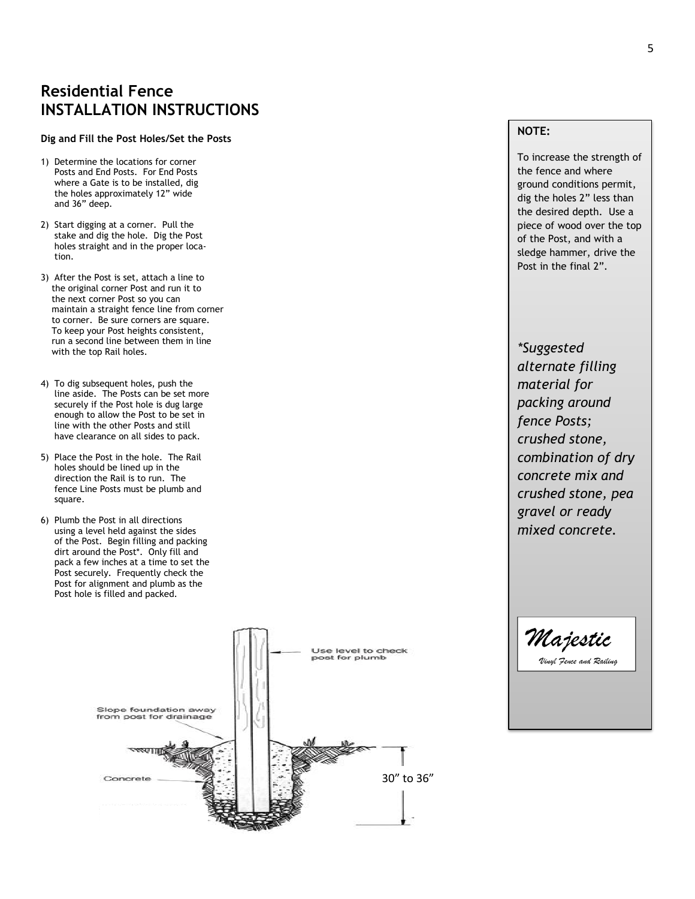# Residential Fence
# INSTALLATION INSTRUCTIONS

### Dig and Fill the Post Holes/Set the Posts

1) Determine the locations for corner Posts and End Posts. For End Posts where a Gate is to be installed, dig the holes approximately 12" wide and 36" deep.

2) Start digging at a corner. Pull the stake and dig the hole. Dig the Post holes straight and in the proper location.

3) After the Post is set, attach a line to the original corner Post and run it to the next corner Post so you can maintain a straight fence line from corner to corner. Be sure corners are square. To keep your Post heights consistent, run a second line between them in line with the top Rail holes.

4) To dig subsequent holes, push the line aside. The Posts can be set more securely if the Post hole is dug large enough to allow the Post to be set in line with the other Posts and still have clearance on all sides to pack.

5) Place the Post in the hole. The Rail holes should be lined up in the direction the Rail is to run. The fence Line Posts must be plumb and square.

6) Plumb the Post in all directions using a level held against the sides of the Post. Begin filling and packing dirt around the Post*. Only fill and pack a few inches at a time to set the Post securely. Frequently check the Post for alignment and plumb as the Post hole is filled and packed.

Use level to check post for plumb

Slope foundation away from post for drainage

Concrete

30" to 36"

**NOTE:**

To increase the strength of the fence and where ground conditions permit, dig the holes 2" less than the desired depth. Use a piece of wood over the top of the Post, and with a sledge hammer, drive the Post in the final 2".

*\*Suggested alternate filling material for packing around fence Posts; crushed stone, combination of dry concrete mix and crushed stone, pea gravel or ready mixed concrete.*

*Majestic*
*Vinyl Fence and Railing*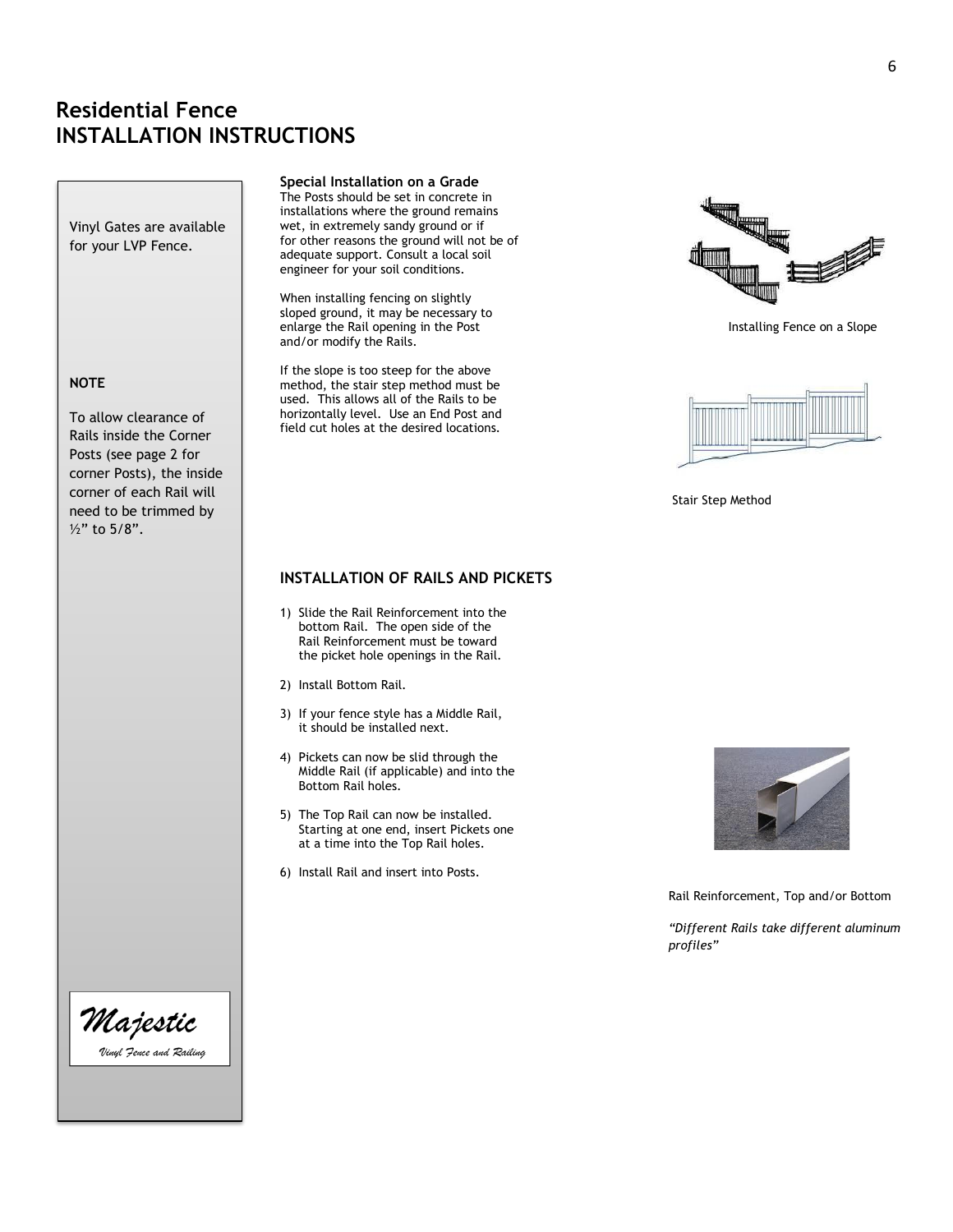# Residential Fence
# INSTALLATION INSTRUCTIONS

Vinyl Gates are available for your LVP Fence.

**NOTE**

To allow clearance of Rails inside the Corner Posts (see page 2 for corner Posts), the inside corner of each Rail will need to be trimmed by ½" to 5/8".

*Majestic*

*Vinyl Fence and Railing*

**Special Installation on a Grade**

The Posts should be set in concrete in installations where the ground remains wet, in extremely sandy ground or if for other reasons the ground will not be of adequate support. Consult a local soil engineer for your soil conditions.

When installing fencing on slightly sloped ground, it may be necessary to enlarge the Rail opening in the Post and/or modify the Rails.

If the slope is too steep for the above method, the stair step method must be used. This allows all of the Rails to be horizontally level. Use an End Post and field cut holes at the desired locations.

Installing Fence on a Slope

Stair Step Method

### INSTALLATION OF RAILS AND PICKETS

1) Slide the Rail Reinforcement into the bottom Rail. The open side of the Rail Reinforcement must be toward the picket hole openings in the Rail.
2) Install Bottom Rail.
3) If your fence style has a Middle Rail, it should be installed next.
4) Pickets can now be slid through the Middle Rail (if applicable) and into the Bottom Rail holes.
5) The Top Rail can now be installed. Starting at one end, insert Pickets one at a time into the Top Rail holes.
6) Install Rail and insert into Posts.

Rail Reinforcement, Top and/or Bottom

*"Different Rails take different aluminum profiles"*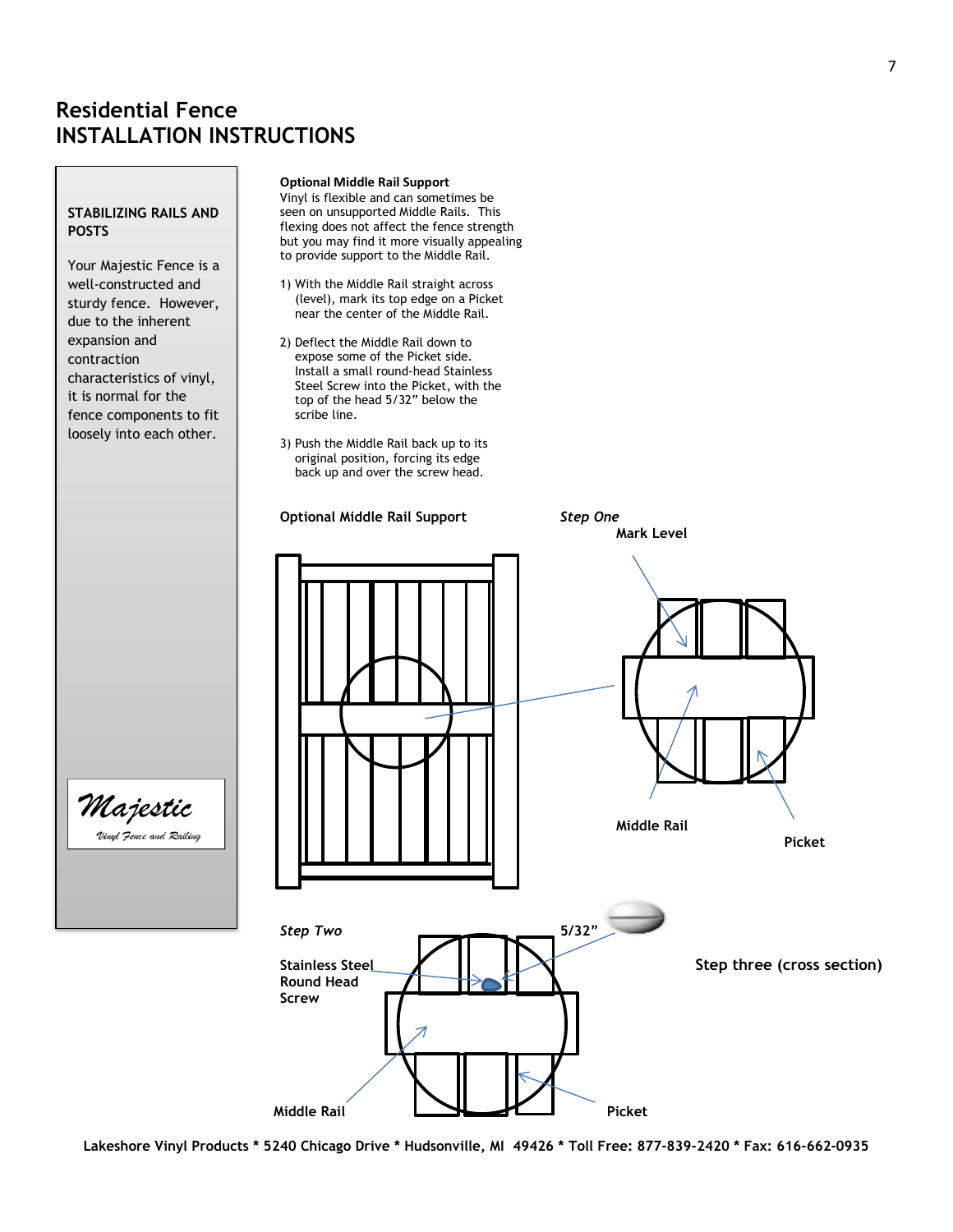# Residential Fence
# INSTALLATION INSTRUCTIONS

## STABILIZING RAILS AND POSTS

Your Majestic Fence is a well-constructed and sturdy fence. However, due to the inherent expansion and contraction characteristics of vinyl, it is normal for the fence components to fit loosely into each other.

Majestic
Vinyl Fence and Railing

**Optional Middle Rail Support**
Vinyl is flexible and can sometimes be seen on unsupported Middle Rails. This flexing does not affect the fence strength but you may find it more visually appealing to provide support to the Middle Rail.

1) With the Middle Rail straight across (level), mark its top edge on a Picket near the center of the Middle Rail.

2) Deflect the Middle Rail down to expose some of the Picket side. Install a small round-head Stainless Steel Screw into the Picket, with the top of the head 5/32" below the scribe line.

3) Push the Middle Rail back up to its original position, forcing its edge back up and over the screw head.

**Optional Middle Rail Support**

***Step One***

**Mark Level**

**Middle Rail**

**Picket**

***Step Two***

**Stainless Steel Round Head Screw**

**5/32"**

**Middle Rail**

**Picket**

**Step three (cross section)**

**Lakeshore Vinyl Products * 5240 Chicago Drive * Hudsonville, MI 49426 * Toll Free: 877-839-2420 * Fax: 616-662-0935**